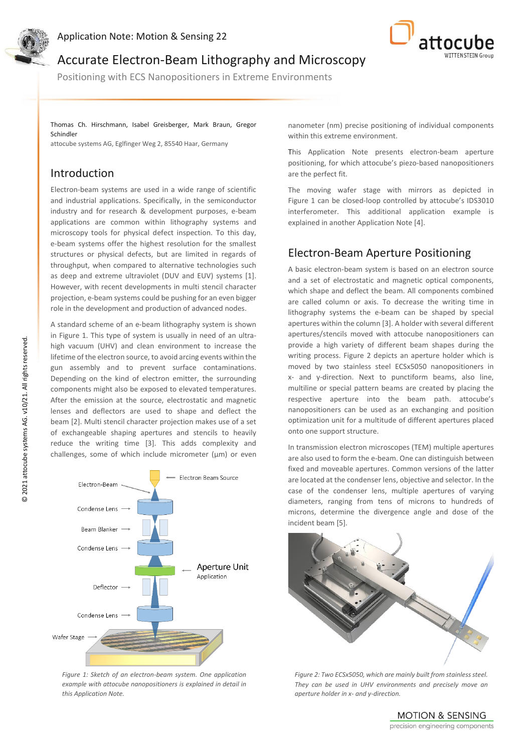# Accurate Electron-Beam Lithography and Microscopy

Positioning with ECS Nanopositioners in Extreme Environments

Thomas Ch. Hirschmann, Isabel Greisberger, Mark Braun, Gregor Schindler

attocube systems AG, Eglfinger Weg 2, 85540 Haar, Germany

## Introduction

Electron-beam systems are used in a wide range of scientific and industrial applications. Specifically, in the semiconductor industry and for research & development purposes, e-beam applications are common within lithography systems and microscopy tools for physical defect inspection. To this day, e-beam systems offer the highest resolution for the smallest structures or physical defects, but are limited in regards of throughput, when compared to alternative technologies such as deep and extreme ultraviolet (DUV and EUV) systems [1]. However, with recent developments in multi stencil character projection, e-beam systems could be pushing for an even bigger role in the development and production of advanced nodes.

A standard scheme of an e-beam lithography system is shown in Figure 1. This type of system is usually in need of an ultra-high vacuum (UHV) and clean environment to increase the lifetime of the electron source, to avoid arcing events within the gun assembly and to prevent surface contaminations. Depending on the kind of electron emitter, the surrounding components might also be exposed to elevated temperatures. After the emission at the source, electrostatic and magnetic lenses and deflectors are used to shape and deflect the beam [2]. Multi stencil character projection makes use of a set of exchangeable shaping apertures and stencils to heavily reduce the writing time [3]. This adds complexity and challenges, some of which include micrometer (µm) or even nanometer (nm) precise positioning of individual components within this extreme environment.

*Figure 1: Sketch of an electron-beam system. One application example with attocube nanopositioners is explained in detail in this Application Note.*

This Application Note presents electron-beam aperture positioning, for which attocube's piezo-based nanopositioners are the perfect fit.

The moving wafer stage with mirrors as depicted in Figure 1 can be closed-loop controlled by attocube's IDS3010 interferometer. This additional application example is explained in another Application Note [4].

## Electron-Beam Aperture Positioning

A basic electron-beam system is based on an electron source and a set of electrostatic and magnetic optical components, which shape and deflect the beam. All components combined are called column or axis. To decrease the writing time in lithography systems the e-beam can be shaped by special apertures within the column [3]. A holder with several different apertures/stencils moved with attocube nanopositioners can provide a high variety of different beam shapes during the writing process. Figure 2 depicts an aperture holder which is moved by two stainless steel ECSx5050 nanopositioners in x- and y-direction. Next to punctiform beams, also line, multiline or special pattern beams are created by placing the respective aperture into the beam path. attocube's nanopositioners can be used as an exchanging and position optimization unit for a multitude of different apertures placed onto one support structure.

In transmission electron microscopes (TEM) multiple apertures are also used to form the e-beam. One can distinguish between fixed and moveable apertures. Common versions of the latter are located at the condenser lens, objective and selector. In the case of the condenser lens, multiple apertures of varying diameters, ranging from tens of microns to hundreds of microns, determine the divergence angle and dose of the incident beam [5].

*Figure 2: Two ECSx5050, which are mainly built from stainless steel. They can be used in UHV environments and precisely move an aperture holder in x- and y-direction.*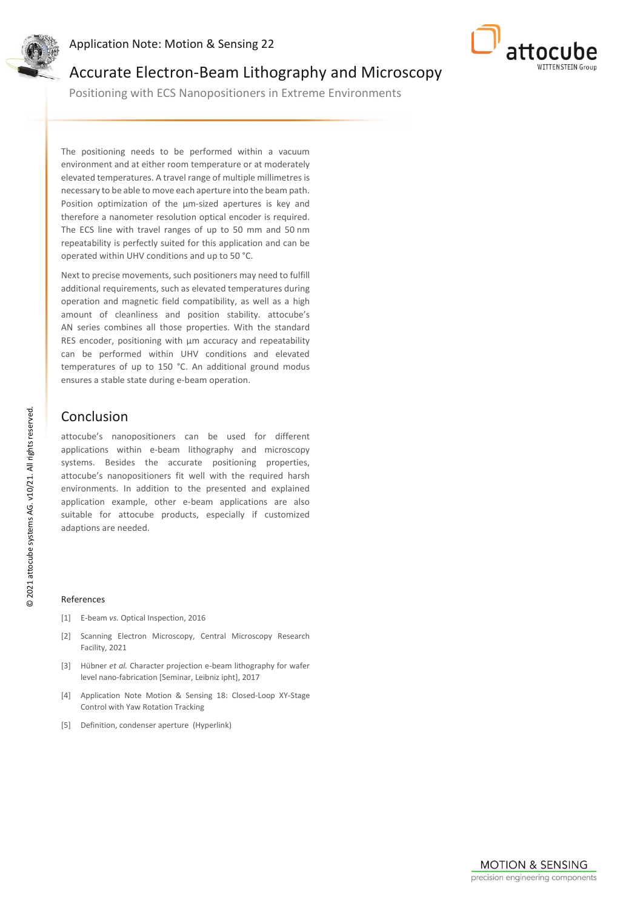The positioning needs to be performed within a vacuum environment and at either room temperature or at moderately elevated temperatures. A travel range of multiple millimetres is necessary to be able to move each aperture into the beam path. Position optimization of the µm-sized apertures is key and therefore a nanometer resolution optical encoder is required. The ECS line with travel ranges of up to 50 mm and 50 nm repeatability is perfectly suited for this application and can be operated within UHV conditions and up to 50 °C.

Next to precise movements, such positioners may need to fulfill additional requirements, such as elevated temperatures during operation and magnetic field compatibility, as well as a high amount of cleanliness and position stability. attocube's AN series combines all those properties. With the standard RES encoder, positioning with µm accuracy and repeatability can be performed within UHV conditions and elevated temperatures of up to 150 °C. An additional ground modus ensures a stable state during e-beam operation.

## Conclusion

attocube's nanopositioners can be used for different applications within e-beam lithography and microscopy systems. Besides the accurate positioning properties, attocube's nanopositioners fit well with the required harsh environments. In addition to the presented and explained application example, other e-beam applications are also suitable for attocube products, especially if customized adaptions are needed.

### References

[1] E-beam *vs.* Optical Inspection, 2016

[2] Scanning Electron Microscopy, Central Microscopy Research Facility, 2021

[3] Hübner *et al.* Character projection e-beam lithography for wafer level nano-fabrication [Seminar, Leibniz ipht], 2017

[4] Application Note Motion & Sensing 18: Closed-Loop XY-Stage Control with Yaw Rotation Tracking

[5] Definition, condenser aperture (Hyperlink)